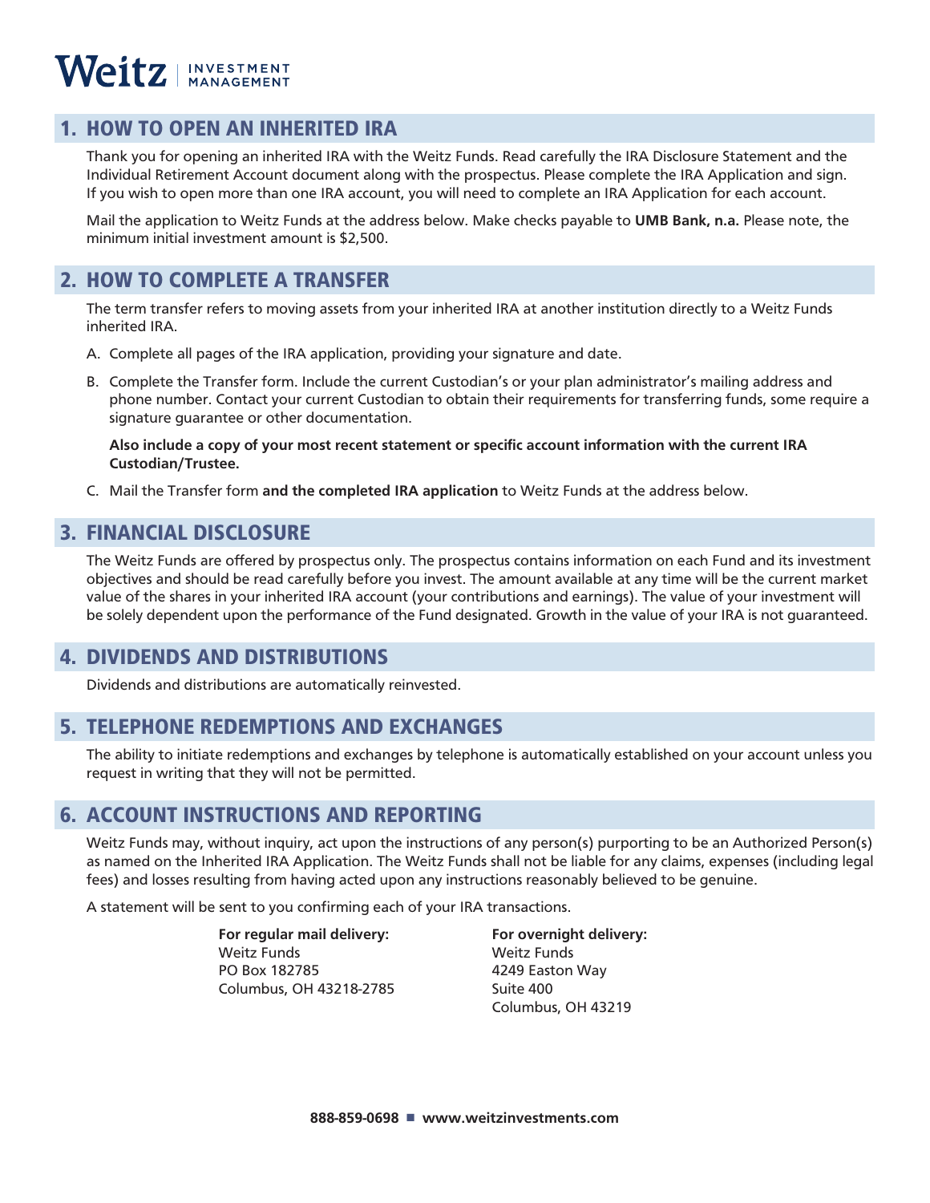Weitz | INVESTMENT MANAGEMENT

## 1. HOW TO OPEN AN INHERITED IRA

Thank you for opening an inherited IRA with the Weitz Funds. Read carefully the IRA Disclosure Statement and the Individual Retirement Account document along with the prospectus. Please complete the IRA Application and sign. If you wish to open more than one IRA account, you will need to complete an IRA Application for each account.

Mail the application to Weitz Funds at the address below. Make checks payable to **UMB Bank, n.a.** Please note, the minimum initial investment amount is $2,500.

## 2. HOW TO COMPLETE A TRANSFER

The term transfer refers to moving assets from your inherited IRA at another institution directly to a Weitz Funds inherited IRA.

A. Complete all pages of the IRA application, providing your signature and date.

B. Complete the Transfer form. Include the current Custodian's or your plan administrator's mailing address and phone number. Contact your current Custodian to obtain their requirements for transferring funds, some require a signature guarantee or other documentation.

   **Also include a copy of your most recent statement or specific account information with the current IRA Custodian/Trustee.**

C. Mail the Transfer form **and the completed IRA application** to Weitz Funds at the address below.

## 3. FINANCIAL DISCLOSURE

The Weitz Funds are offered by prospectus only. The prospectus contains information on each Fund and its investment objectives and should be read carefully before you invest. The amount available at any time will be the current market value of the shares in your inherited IRA account (your contributions and earnings). The value of your investment will be solely dependent upon the performance of the Fund designated. Growth in the value of your IRA is not guaranteed.

## 4. DIVIDENDS AND DISTRIBUTIONS

Dividends and distributions are automatically reinvested.

## 5. TELEPHONE REDEMPTIONS AND EXCHANGES

The ability to initiate redemptions and exchanges by telephone is automatically established on your account unless you request in writing that they will not be permitted.

## 6. ACCOUNT INSTRUCTIONS AND REPORTING

Weitz Funds may, without inquiry, act upon the instructions of any person(s) purporting to be an Authorized Person(s) as named on the Inherited IRA Application. The Weitz Funds shall not be liable for any claims, expenses (including legal fees) and losses resulting from having acted upon any instructions reasonably believed to be genuine.

A statement will be sent to you confirming each of your IRA transactions.

**For regular mail delivery:**
Weitz Funds
PO Box 182785
Columbus, OH 43218-2785

**For overnight delivery:**
Weitz Funds
4249 Easton Way
Suite 400
Columbus, OH 43219

**888-859-0698 ■ www.weitzinvestments.com**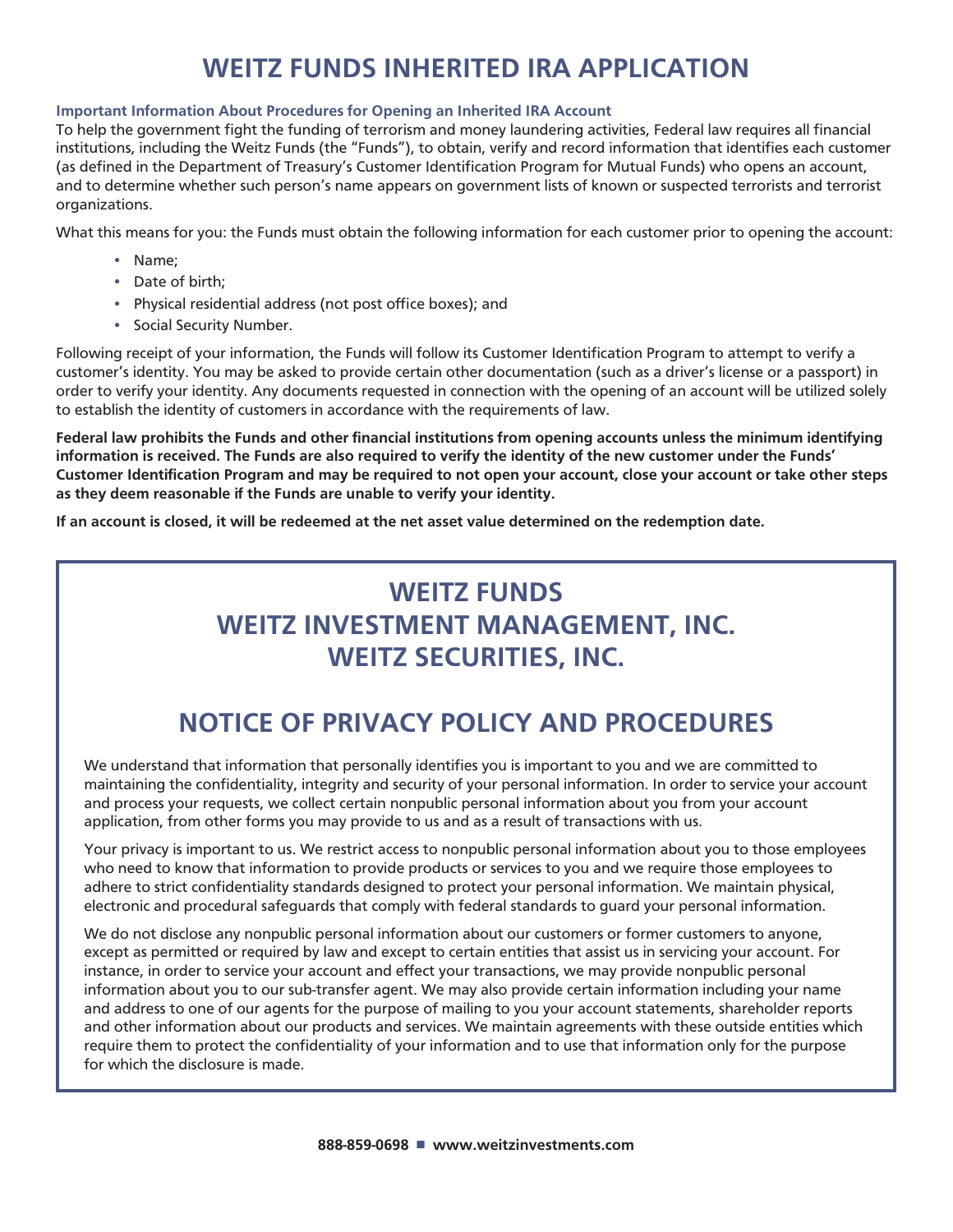# WEITZ FUNDS INHERITED IRA APPLICATION

**Important Information About Procedures for Opening an Inherited IRA Account**

To help the government fight the funding of terrorism and money laundering activities, Federal law requires all financial institutions, including the Weitz Funds (the "Funds"), to obtain, verify and record information that identifies each customer (as defined in the Department of Treasury's Customer Identification Program for Mutual Funds) who opens an account, and to determine whether such person's name appears on government lists of known or suspected terrorists and terrorist organizations.

What this means for you: the Funds must obtain the following information for each customer prior to opening the account:

- Name;
- Date of birth;
- Physical residential address (not post office boxes); and
- Social Security Number.

Following receipt of your information, the Funds will follow its Customer Identification Program to attempt to verify a customer's identity. You may be asked to provide certain other documentation (such as a driver's license or a passport) in order to verify your identity. Any documents requested in connection with the opening of an account will be utilized solely to establish the identity of customers in accordance with the requirements of law.

**Federal law prohibits the Funds and other financial institutions from opening accounts unless the minimum identifying information is received. The Funds are also required to verify the identity of the new customer under the Funds' Customer Identification Program and may be required to not open your account, close your account or take other steps as they deem reasonable if the Funds are unable to verify your identity.**

**If an account is closed, it will be redeemed at the net asset value determined on the redemption date.**

## WEITZ FUNDS
## WEITZ INVESTMENT MANAGEMENT, INC.
## WEITZ SECURITIES, INC.

## NOTICE OF PRIVACY POLICY AND PROCEDURES

We understand that information that personally identifies you is important to you and we are committed to maintaining the confidentiality, integrity and security of your personal information. In order to service your account and process your requests, we collect certain nonpublic personal information about you from your account application, from other forms you may provide to us and as a result of transactions with us.

Your privacy is important to us. We restrict access to nonpublic personal information about you to those employees who need to know that information to provide products or services to you and we require those employees to adhere to strict confidentiality standards designed to protect your personal information. We maintain physical, electronic and procedural safeguards that comply with federal standards to guard your personal information.

We do not disclose any nonpublic personal information about our customers or former customers to anyone, except as permitted or required by law and except to certain entities that assist us in servicing your account. For instance, in order to service your account and effect your transactions, we may provide nonpublic personal information about you to our sub-transfer agent. We may also provide certain information including your name and address to one of our agents for the purpose of mailing to you your account statements, shareholder reports and other information about our products and services. We maintain agreements with these outside entities which require them to protect the confidentiality of your information and to use that information only for the purpose for which the disclosure is made.

**888-859-0698 ■ www.weitzinvestments.com**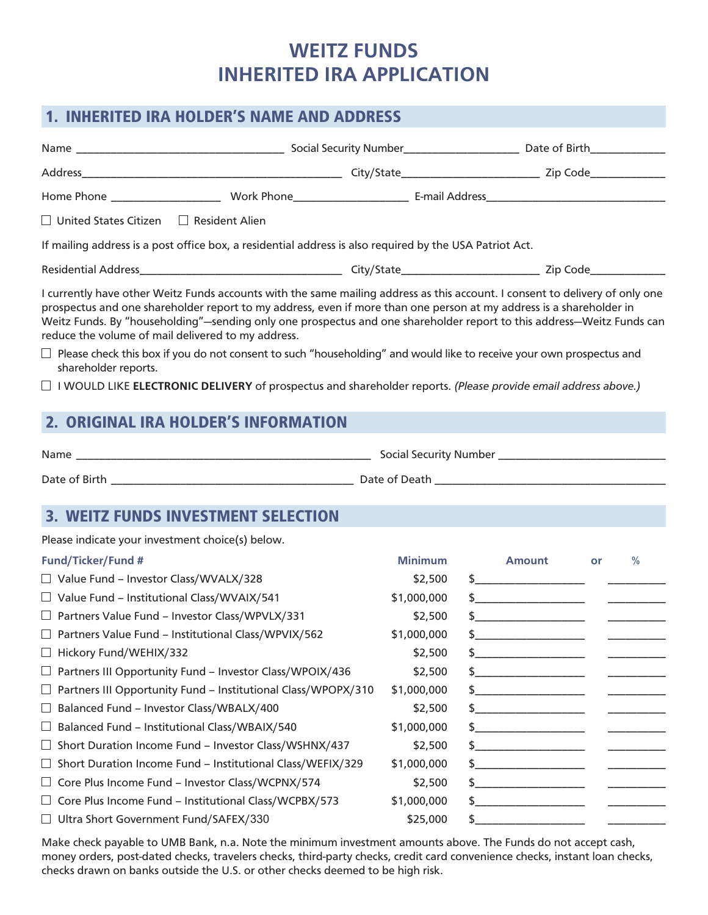# WEITZ FUNDS
# INHERITED IRA APPLICATION

## 1. INHERITED IRA HOLDER'S NAME AND ADDRESS

Name ________________________________ Social Security Number__________________ Date of Birth____________

Address__________________________________________ City/State______________________ Zip Code____________

Home Phone _________________ Work Phone__________________ E-mail Address______________________________

☐ United States Citizen ☐ Resident Alien

If mailing address is a post office box, a residential address is also required by the USA Patriot Act.

Residential Address________________________________ City/State______________________ Zip Code____________

I currently have other Weitz Funds accounts with the same mailing address as this account. I consent to delivery of only one prospectus and one shareholder report to my address, even if more than one person at my address is a shareholder in Weitz Funds. By "householding"—sending only one prospectus and one shareholder report to this address—Weitz Funds can reduce the volume of mail delivered to my address.

☐ Please check this box if you do not consent to such "householding" and would like to receive your own prospectus and shareholder reports.

☐ I WOULD LIKE **ELECTRONIC DELIVERY** of prospectus and shareholder reports. *(Please provide email address above.)*

## 2. ORIGINAL IRA HOLDER'S INFORMATION

Name ________________________________________________ Social Security Number ___________________________

Date of Birth ______________________________________ Date of Death ____________________________________

## 3. WEITZ FUNDS INVESTMENT SELECTION

Please indicate your investment choice(s) below.

| Fund/Ticker/Fund # | Minimum | Amount | or | % |
|---|---|---|---|---|
| ☐ Value Fund – Investor Class/WVALX/328 | $2,500 | $_______________ | | _________ |
| ☐ Value Fund – Institutional Class/WVAIX/541 | $1,000,000 | $_______________ | | _________ |
| ☐ Partners Value Fund – Investor Class/WPVLX/331 | $2,500 | $_______________ | | _________ |
| ☐ Partners Value Fund – Institutional Class/WPVIX/562 | $1,000,000 | $_______________ | | _________ |
| ☐ Hickory Fund/WEHIX/332 | $2,500 | $_______________ | | _________ |
| ☐ Partners III Opportunity Fund – Investor Class/WPOIX/436 | $2,500 | $_______________ | | _________ |
| ☐ Partners III Opportunity Fund – Institutional Class/WPOPX/310 | $1,000,000 | $_______________ | | _________ |
| ☐ Balanced Fund – Investor Class/WBALX/400 | $2,500 | $_______________ | | _________ |
| ☐ Balanced Fund – Institutional Class/WBAIX/540 | $1,000,000 | $_______________ | | _________ |
| ☐ Short Duration Income Fund – Investor Class/WSHNX/437 | $2,500 | $_______________ | | _________ |
| ☐ Short Duration Income Fund – Institutional Class/WEFIX/329 | $1,000,000 | $_______________ | | _________ |
| ☐ Core Plus Income Fund – Investor Class/WCPNX/574 | $2,500 | $_______________ | | _________ |
| ☐ Core Plus Income Fund – Institutional Class/WCPBX/573 | $1,000,000 | $_______________ | | _________ |
| ☐ Ultra Short Government Fund/SAFEX/330 | $25,000 | $_______________ | | _________ |

Make check payable to UMB Bank, n.a. Note the minimum investment amounts above. The Funds do not accept cash, money orders, post-dated checks, travelers checks, third-party checks, credit card convenience checks, instant loan checks, checks drawn on banks outside the U.S. or other checks deemed to be high risk.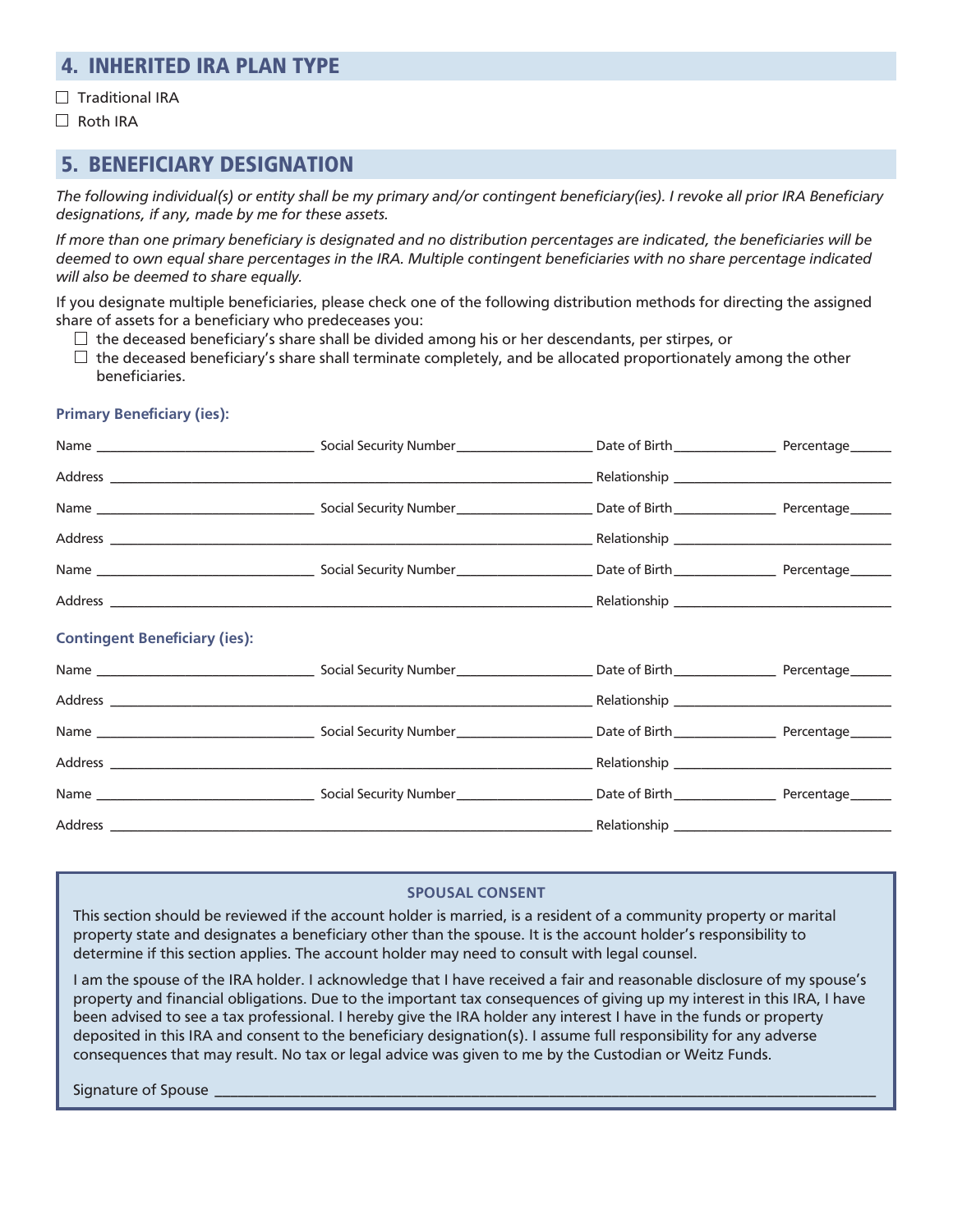## 4. INHERITED IRA PLAN TYPE

☐ Traditional IRA

☐ Roth IRA

## 5. BENEFICIARY DESIGNATION

*The following individual(s) or entity shall be my primary and/or contingent beneficiary(ies). I revoke all prior IRA Beneficiary designations, if any, made by me for these assets.*

*If more than one primary beneficiary is designated and no distribution percentages are indicated, the beneficiaries will be deemed to own equal share percentages in the IRA. Multiple contingent beneficiaries with no share percentage indicated will also be deemed to share equally.*

If you designate multiple beneficiaries, please check one of the following distribution methods for directing the assigned share of assets for a beneficiary who predeceases you:

☐ the deceased beneficiary's share shall be divided among his or her descendants, per stirpes, or

☐ the deceased beneficiary's share shall terminate completely, and be allocated proportionately among the other beneficiaries.

**Primary Beneficiary (ies):**

Name ______________________ Social Security Number ______________ Date of Birth ___________ Percentage _____

Address ______________________________________________ Relationship ______________________

Name ______________________ Social Security Number ______________ Date of Birth ___________ Percentage _____

Address ______________________________________________ Relationship ______________________

Name ______________________ Social Security Number ______________ Date of Birth ___________ Percentage _____

Address ______________________________________________ Relationship ______________________

**Contingent Beneficiary (ies):**

Name ______________________ Social Security Number ______________ Date of Birth ___________ Percentage _____

Address ______________________________________________ Relationship ______________________

Name ______________________ Social Security Number ______________ Date of Birth ___________ Percentage _____

Address ______________________________________________ Relationship ______________________

Name ______________________ Social Security Number ______________ Date of Birth ___________ Percentage _____

Address ______________________________________________ Relationship ______________________

**SPOUSAL CONSENT**

This section should be reviewed if the account holder is married, is a resident of a community property or marital property state and designates a beneficiary other than the spouse. It is the account holder's responsibility to determine if this section applies. The account holder may need to consult with legal counsel.

I am the spouse of the IRA holder. I acknowledge that I have received a fair and reasonable disclosure of my spouse's property and financial obligations. Due to the important tax consequences of giving up my interest in this IRA, I have been advised to see a tax professional. I hereby give the IRA holder any interest I have in the funds or property deposited in this IRA and consent to the beneficiary designation(s). I assume full responsibility for any adverse consequences that may result. No tax or legal advice was given to me by the Custodian or Weitz Funds.

Signature of Spouse ______________________________________________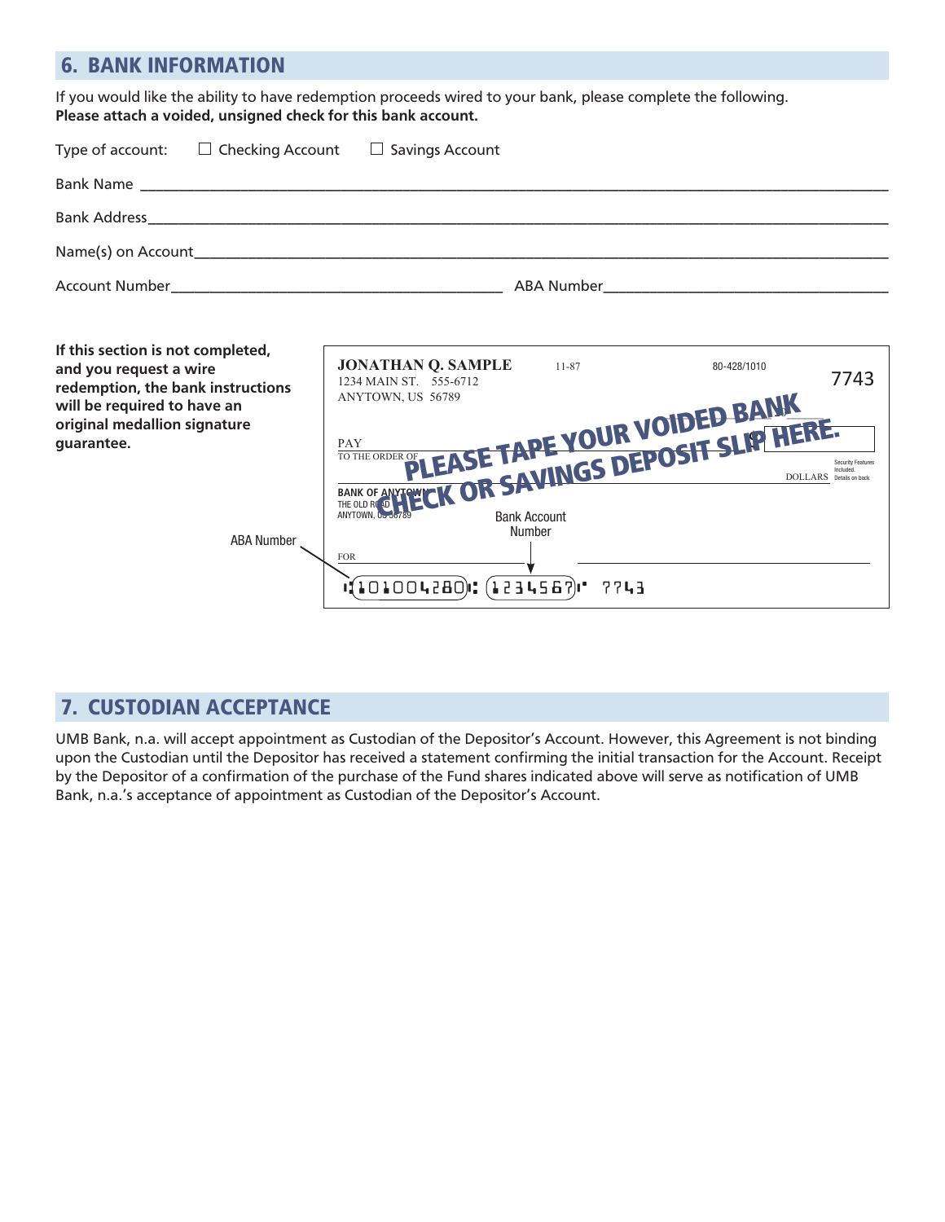## 6. BANK INFORMATION

If you would like the ability to have redemption proceeds wired to your bank, please complete the following.
**Please attach a voided, unsigned check for this bank account.**

Type of account: ☐ Checking Account ☐ Savings Account

Bank Name ___________________________________________

Bank Address ___________________________________________

Name(s) on Account ___________________________________________

Account Number ______________________ ABA Number ______________________

**If this section is not completed, and you request a wire redemption, the bank instructions will be required to have an original medallion signature guarantee.**

JONATHAN Q. SAMPLE
1234 MAIN ST. 555-6712
ANYTOWN, US 56789

11-87

80-428/1010

7743

PAY
TO THE ORDER OF

**PLEASE TAPE YOUR VOIDED BANK CHECK OR SAVINGS DEPOSIT SLIP HERE.**

DOLLARS

Security Features Included. Details on back

BANK OF ANYTOWN
THE OLD ROAD
ANYTOWN, US 56789

FOR

ABA Number

Bank Account Number

⑆101004280⑆ 1234567⑈ 7743

## 7. CUSTODIAN ACCEPTANCE

UMB Bank, n.a. will accept appointment as Custodian of the Depositor's Account. However, this Agreement is not binding upon the Custodian until the Depositor has received a statement confirming the initial transaction for the Account. Receipt by the Depositor of a confirmation of the purchase of the Fund shares indicated above will serve as notification of UMB Bank, n.a.'s acceptance of appointment as Custodian of the Depositor's Account.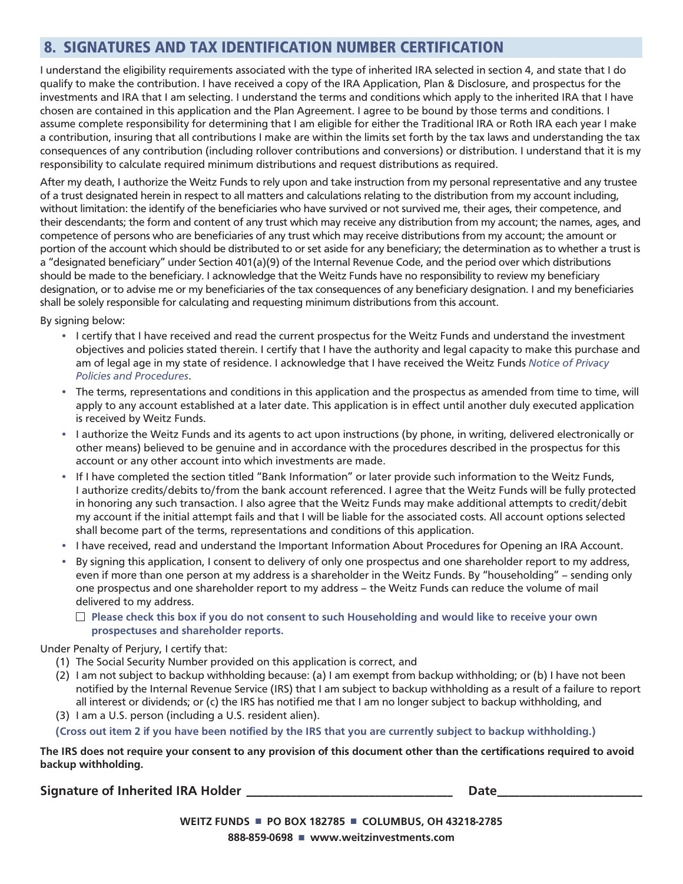## 8. SIGNATURES AND TAX IDENTIFICATION NUMBER CERTIFICATION

I understand the eligibility requirements associated with the type of inherited IRA selected in section 4, and state that I do qualify to make the contribution. I have received a copy of the IRA Application, Plan & Disclosure, and prospectus for the investments and IRA that I am selecting. I understand the terms and conditions which apply to the inherited IRA that I have chosen are contained in this application and the Plan Agreement. I agree to be bound by those terms and conditions. I assume complete responsibility for determining that I am eligible for either the Traditional IRA or Roth IRA each year I make a contribution, insuring that all contributions I make are within the limits set forth by the tax laws and understanding the tax consequences of any contribution (including rollover contributions and conversions) or distribution. I understand that it is my responsibility to calculate required minimum distributions and request distributions as required.

After my death, I authorize the Weitz Funds to rely upon and take instruction from my personal representative and any trustee of a trust designated herein in respect to all matters and calculations relating to the distribution from my account including, without limitation: the identify of the beneficiaries who have survived or not survived me, their ages, their competence, and their descendants; the form and content of any trust which may receive any distribution from my account; the names, ages, and competence of persons who are beneficiaries of any trust which may receive distributions from my account; the amount or portion of the account which should be distributed to or set aside for any beneficiary; the determination as to whether a trust is a "designated beneficiary" under Section 401(a)(9) of the Internal Revenue Code, and the period over which distributions should be made to the beneficiary. I acknowledge that the Weitz Funds have no responsibility to review my beneficiary designation, or to advise me or my beneficiaries of the tax consequences of any beneficiary designation. I and my beneficiaries shall be solely responsible for calculating and requesting minimum distributions from this account.

By signing below:

- I certify that I have received and read the current prospectus for the Weitz Funds and understand the investment objectives and policies stated therein. I certify that I have the authority and legal capacity to make this purchase and am of legal age in my state of residence. I acknowledge that I have received the Weitz Funds *Notice of Privacy Policies and Procedures*.
- The terms, representations and conditions in this application and the prospectus as amended from time to time, will apply to any account established at a later date. This application is in effect until another duly executed application is received by Weitz Funds.
- I authorize the Weitz Funds and its agents to act upon instructions (by phone, in writing, delivered electronically or other means) believed to be genuine and in accordance with the procedures described in the prospectus for this account or any other account into which investments are made.
- If I have completed the section titled "Bank Information" or later provide such information to the Weitz Funds, I authorize credits/debits to/from the bank account referenced. I agree that the Weitz Funds will be fully protected in honoring any such transaction. I also agree that the Weitz Funds may make additional attempts to credit/debit my account if the initial attempt fails and that I will be liable for the associated costs. All account options selected shall become part of the terms, representations and conditions of this application.
- I have received, read and understand the Important Information About Procedures for Opening an IRA Account.
- By signing this application, I consent to delivery of only one prospectus and one shareholder report to my address, even if more than one person at my address is a shareholder in the Weitz Funds. By "householding" – sending only one prospectus and one shareholder report to my address – the Weitz Funds can reduce the volume of mail delivered to my address.

  ☐ **Please check this box if you do not consent to such Householding and would like to receive your own prospectuses and shareholder reports.**

Under Penalty of Perjury, I certify that:

1. The Social Security Number provided on this application is correct, and
2. I am not subject to backup withholding because: (a) I am exempt from backup withholding; or (b) I have not been notified by the Internal Revenue Service (IRS) that I am subject to backup withholding as a result of a failure to report all interest or dividends; or (c) the IRS has notified me that I am no longer subject to backup withholding, and
3. I am a U.S. person (including a U.S. resident alien).

**(Cross out item 2 if you have been notified by the IRS that you are currently subject to backup withholding.)**

**The IRS does not require your consent to any provision of this document other than the certifications required to avoid backup withholding.**

**Signature of Inherited IRA Holder** ________________________________ **Date**______________________

**WEITZ FUNDS ■ PO BOX 182785 ■ COLUMBUS, OH 43218-2785**

**888-859-0698 ■ www.weitzinvestments.com**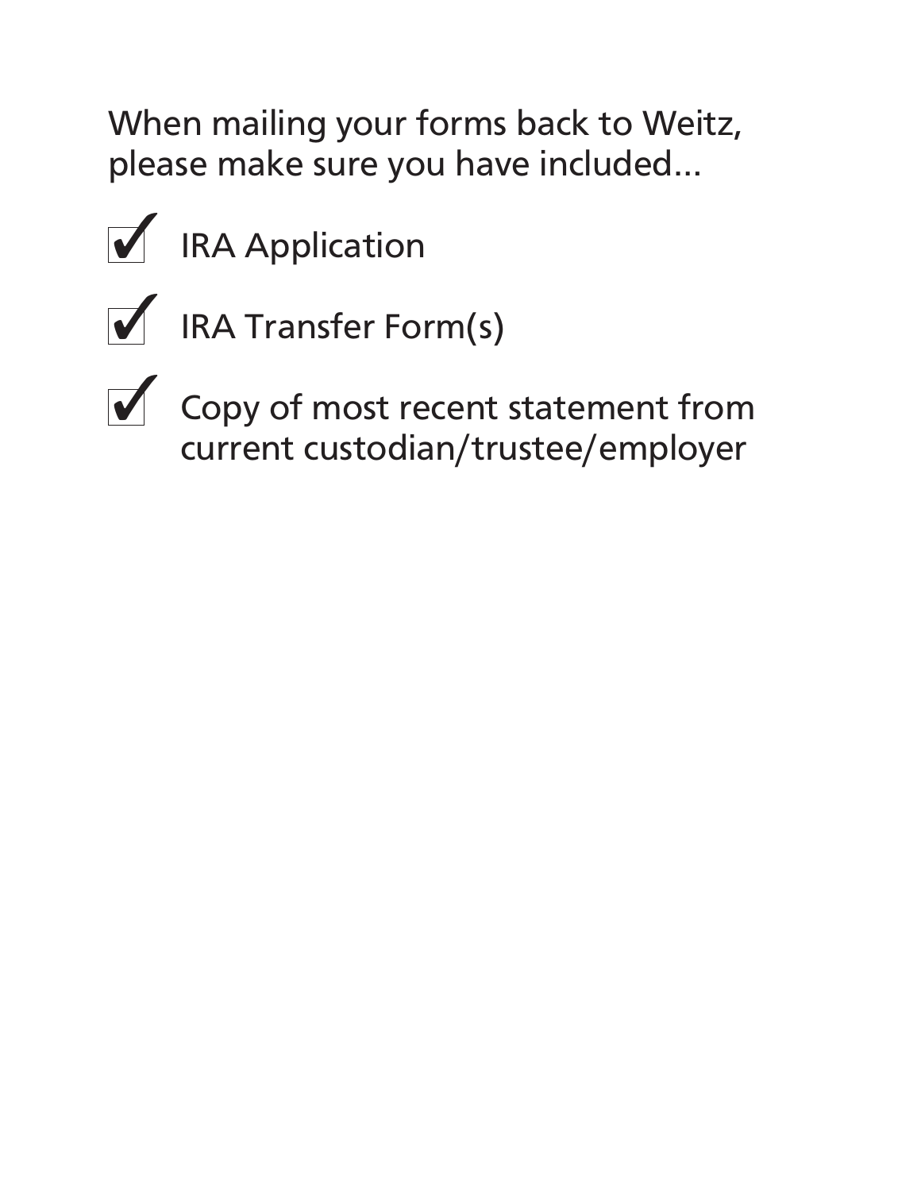When mailing your forms back to Weitz, please make sure you have included...

- [x] IRA Application
- [x] IRA Transfer Form(s)
- [x] Copy of most recent statement from current custodian/trustee/employer